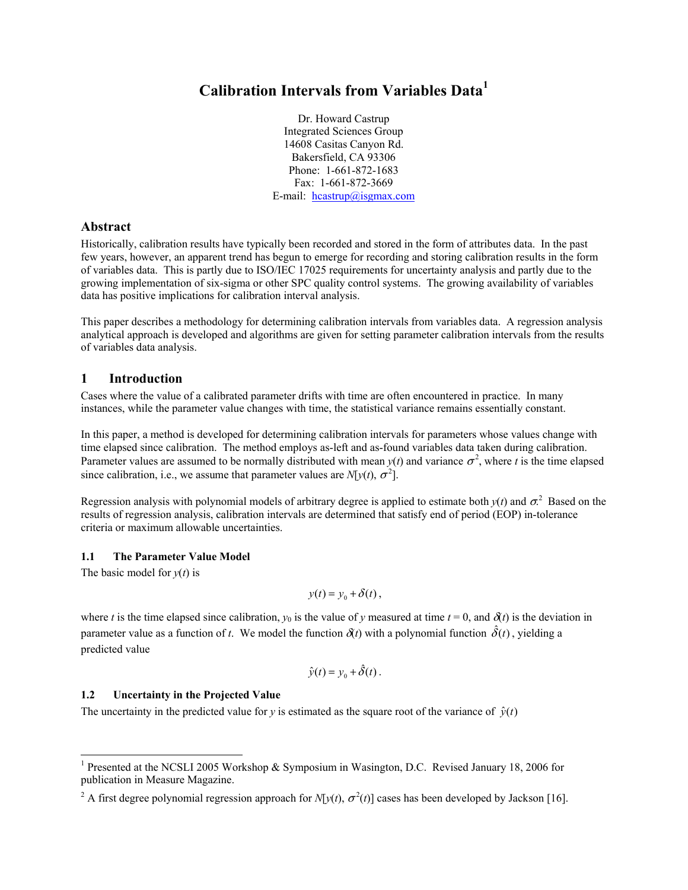# Calibration Intervals from Variables Data[1]

Dr. Howard Castrup
Integrated Sciences Group
14608 Casitas Canyon Rd.
Bakersfield, CA 93306
Phone: 1-661-872-1683
Fax: 1-661-872-3669
E-mail: hcastrup@isgmax.com

## Abstract

Historically, calibration results have typically been recorded and stored in the form of attributes data. In the past few years, however, an apparent trend has begun to emerge for recording and storing calibration results in the form of variables data. This is partly due to ISO/IEC 17025 requirements for uncertainty analysis and partly due to the growing implementation of six-sigma or other SPC quality control systems. The growing availability of variables data has positive implications for calibration interval analysis.

This paper describes a methodology for determining calibration intervals from variables data. A regression analysis analytical approach is developed and algorithms are given for setting parameter calibration intervals from the results of variables data analysis.

## 1 Introduction

Cases where the value of a calibrated parameter drifts with time are often encountered in practice. In many instances, while the parameter value changes with time, the statistical variance remains essentially constant.

In this paper, a method is developed for determining calibration intervals for parameters whose values change with time elapsed since calibration. The method employs as-left and as-found variables data taken during calibration. Parameter values are assumed to be normally distributed with mean $y(t)$ and variance $\sigma^2$, where $t$ is the time elapsed since calibration, i.e., we assume that parameter values are $N[y(t), \sigma^2]$.

Regression analysis with polynomial models of arbitrary degree is applied to estimate both $y(t)$ and $\sigma$.[2] Based on the results of regression analysis, calibration intervals are determined that satisfy end of period (EOP) in-tolerance criteria or maximum allowable uncertainties.

### 1.1 The Parameter Value Model

The basic model for $y(t)$ is

$$y(t) = y_0 + \delta(t),$$

where $t$ is the time elapsed since calibration, $y_0$ is the value of $y$ measured at time $t = 0$, and $\delta(t)$ is the deviation in parameter value as a function of $t$. We model the function $\delta(t)$ with a polynomial function $\hat{\delta}(t)$, yielding a predicted value

$$\hat{y}(t) = y_0 + \hat{\delta}(t).$$

### 1.2 Uncertainty in the Projected Value

The uncertainty in the predicted value for $y$ is estimated as the square root of the variance of $\hat{y}(t)$

---

[1] Presented at the NCSLI 2005 Workshop & Symposium in Wasington, D.C. Revised January 18, 2006 for publication in Measure Magazine.

[2] A first degree polynomial regression approach for $N[y(t), \sigma^2(t)]$ cases has been developed by Jackson [16].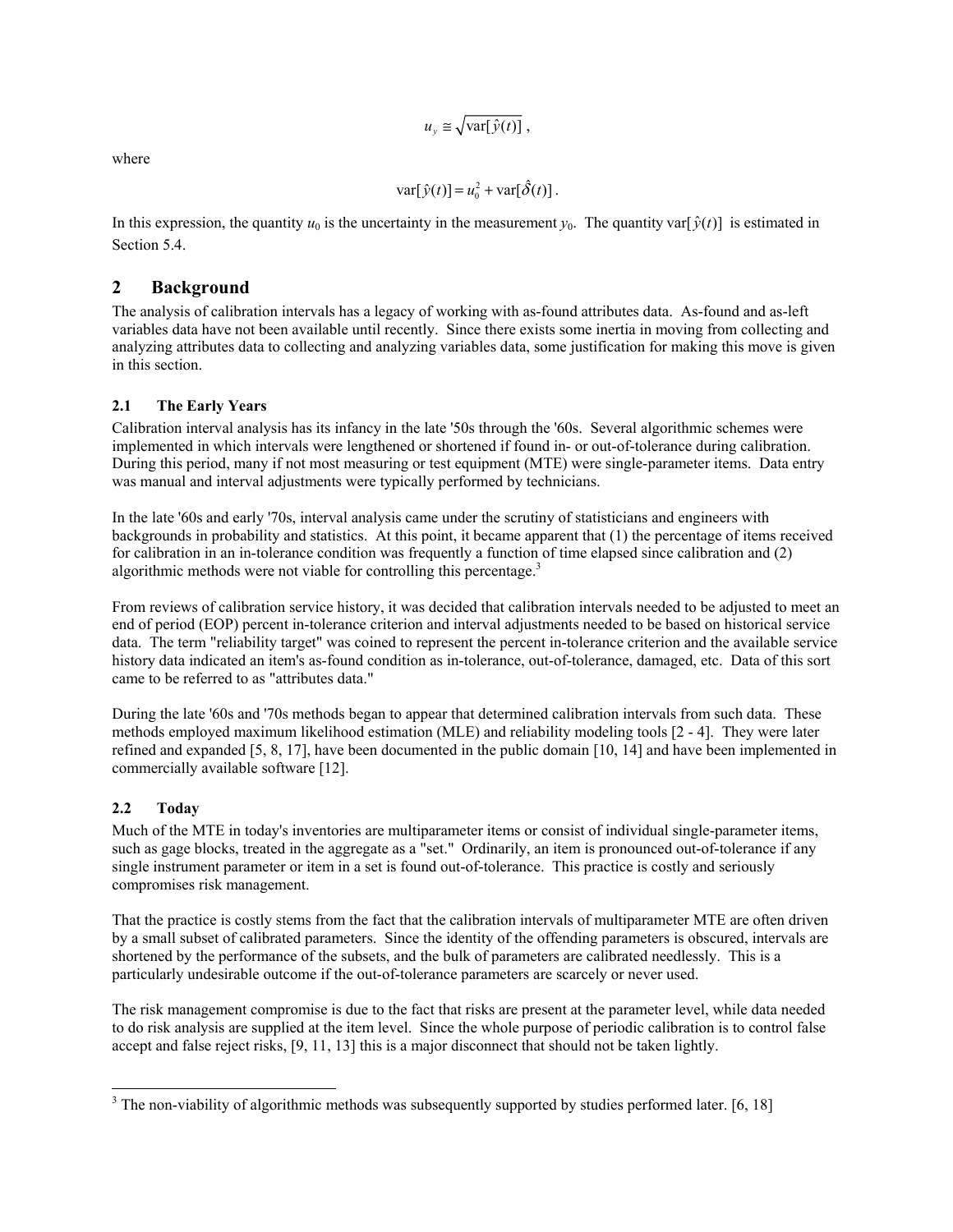$$u_y \cong \sqrt{\text{var}[\hat{y}(t)]} \,,$$

where

$$\text{var}[\hat{y}(t)] = u_0^2 + \text{var}[\hat{\delta}(t)] \,.$$

In this expression, the quantity $u_0$ is the uncertainty in the measurement $y_0$. The quantity $\text{var}[\hat{y}(t)]$ is estimated in Section 5.4.

## 2 Background

The analysis of calibration intervals has a legacy of working with as-found attributes data. As-found and as-left variables data have not been available until recently. Since there exists some inertia in moving from collecting and analyzing attributes data to collecting and analyzing variables data, some justification for making this move is given in this section.

### 2.1 The Early Years

Calibration interval analysis has its infancy in the late '50s through the '60s. Several algorithmic schemes were implemented in which intervals were lengthened or shortened if found in- or out-of-tolerance during calibration. During this period, many if not most measuring or test equipment (MTE) were single-parameter items. Data entry was manual and interval adjustments were typically performed by technicians.

In the late '60s and early '70s, interval analysis came under the scrutiny of statisticians and engineers with backgrounds in probability and statistics. At this point, it became apparent that (1) the percentage of items received for calibration in an in-tolerance condition was frequently a function of time elapsed since calibration and (2) algorithmic methods were not viable for controlling this percentage.[3]

From reviews of calibration service history, it was decided that calibration intervals needed to be adjusted to meet an end of period (EOP) percent in-tolerance criterion and interval adjustments needed to be based on historical service data. The term "reliability target" was coined to represent the percent in-tolerance criterion and the available service history data indicated an item's as-found condition as in-tolerance, out-of-tolerance, damaged, etc. Data of this sort came to be referred to as "attributes data."

During the late '60s and '70s methods began to appear that determined calibration intervals from such data. These methods employed maximum likelihood estimation (MLE) and reliability modeling tools [2 - 4]. They were later refined and expanded [5, 8, 17], have been documented in the public domain [10, 14] and have been implemented in commercially available software [12].

### 2.2 Today

Much of the MTE in today's inventories are multiparameter items or consist of individual single-parameter items, such as gage blocks, treated in the aggregate as a "set." Ordinarily, an item is pronounced out-of-tolerance if any single instrument parameter or item in a set is found out-of-tolerance. This practice is costly and seriously compromises risk management.

That the practice is costly stems from the fact that the calibration intervals of multiparameter MTE are often driven by a small subset of calibrated parameters. Since the identity of the offending parameters is obscured, intervals are shortened by the performance of the subsets, and the bulk of parameters are calibrated needlessly. This is a particularly undesirable outcome if the out-of-tolerance parameters are scarcely or never used.

The risk management compromise is due to the fact that risks are present at the parameter level, while data needed to do risk analysis are supplied at the item level. Since the whole purpose of periodic calibration is to control false accept and false reject risks, [9, 11, 13] this is a major disconnect that should not be taken lightly.

---

[3] The non-viability of algorithmic methods was subsequently supported by studies performed later. [6, 18]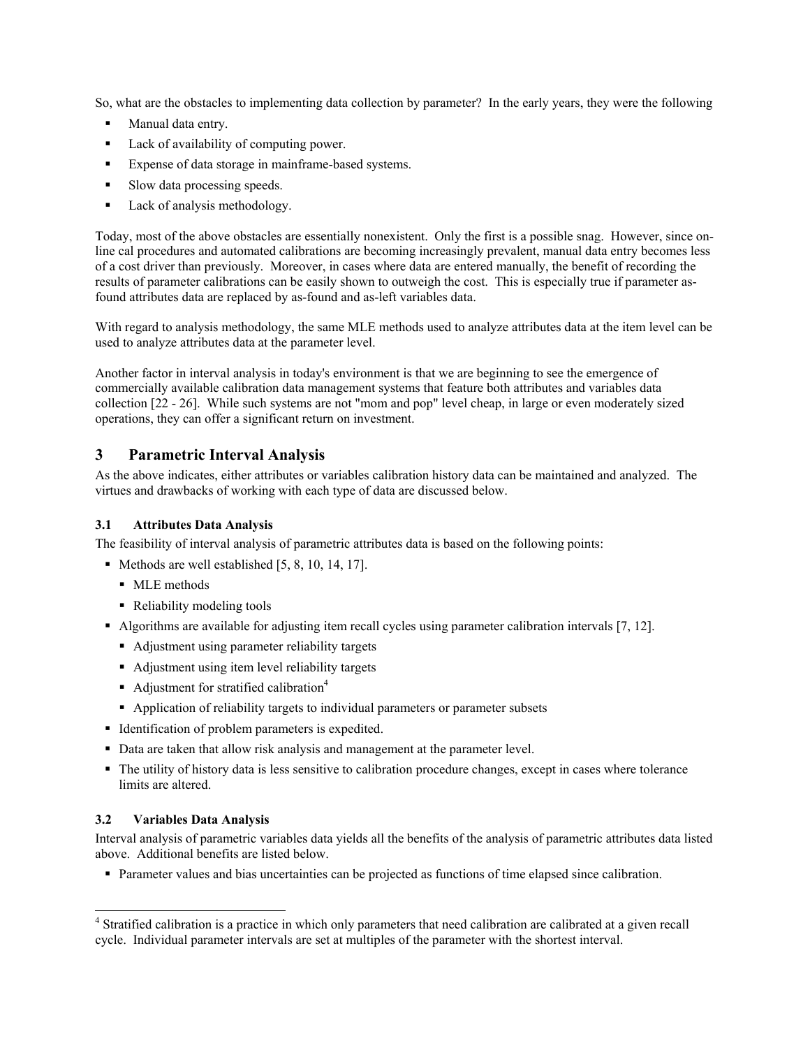So, what are the obstacles to implementing data collection by parameter? In the early years, they were the following

- Manual data entry.
- Lack of availability of computing power.
- Expense of data storage in mainframe-based systems.
- Slow data processing speeds.
- Lack of analysis methodology.

Today, most of the above obstacles are essentially nonexistent. Only the first is a possible snag. However, since on-line cal procedures and automated calibrations are becoming increasingly prevalent, manual data entry becomes less of a cost driver than previously. Moreover, in cases where data are entered manually, the benefit of recording the results of parameter calibrations can be easily shown to outweigh the cost. This is especially true if parameter as-found attributes data are replaced by as-found and as-left variables data.

With regard to analysis methodology, the same MLE methods used to analyze attributes data at the item level can be used to analyze attributes data at the parameter level.

Another factor in interval analysis in today's environment is that we are beginning to see the emergence of commercially available calibration data management systems that feature both attributes and variables data collection [22 - 26]. While such systems are not "mom and pop" level cheap, in large or even moderately sized operations, they can offer a significant return on investment.

## 3 Parametric Interval Analysis

As the above indicates, either attributes or variables calibration history data can be maintained and analyzed. The virtues and drawbacks of working with each type of data are discussed below.

### 3.1 Attributes Data Analysis

The feasibility of interval analysis of parametric attributes data is based on the following points:

- Methods are well established [5, 8, 10, 14, 17].
  - MLE methods
  - Reliability modeling tools
- Algorithms are available for adjusting item recall cycles using parameter calibration intervals [7, 12].
  - Adjustment using parameter reliability targets
  - Adjustment using item level reliability targets
  - Adjustment for stratified calibration[4]
  - Application of reliability targets to individual parameters or parameter subsets
- Identification of problem parameters is expedited.
- Data are taken that allow risk analysis and management at the parameter level.
- The utility of history data is less sensitive to calibration procedure changes, except in cases where tolerance limits are altered.

### 3.2 Variables Data Analysis

Interval analysis of parametric variables data yields all the benefits of the analysis of parametric attributes data listed above. Additional benefits are listed below.

- Parameter values and bias uncertainties can be projected as functions of time elapsed since calibration.

---

[4] Stratified calibration is a practice in which only parameters that need calibration are calibrated at a given recall cycle. Individual parameter intervals are set at multiples of the parameter with the shortest interval.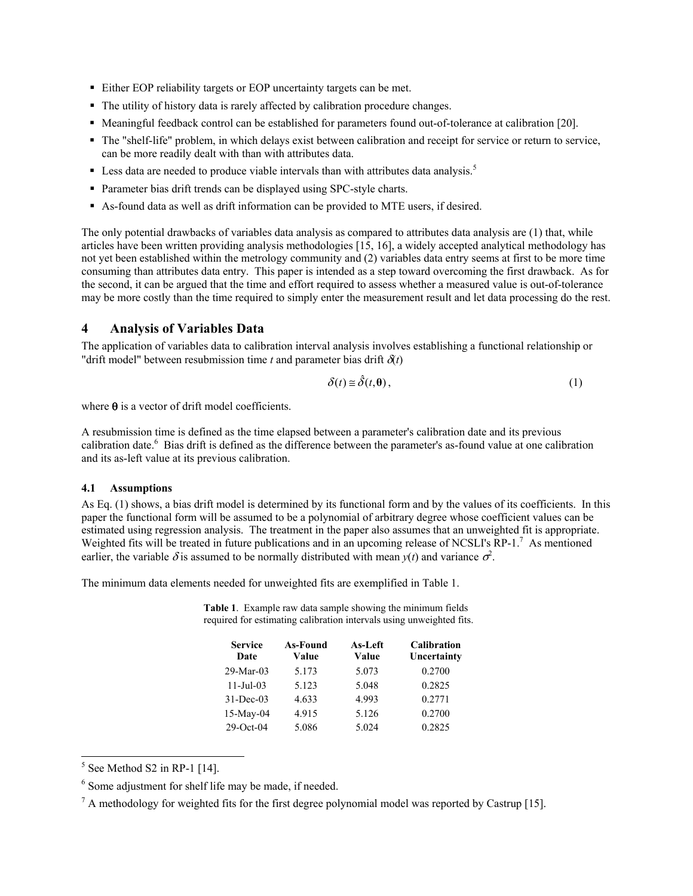- Either EOP reliability targets or EOP uncertainty targets can be met.
- The utility of history data is rarely affected by calibration procedure changes.
- Meaningful feedback control can be established for parameters found out-of-tolerance at calibration [20].
- The "shelf-life" problem, in which delays exist between calibration and receipt for service or return to service, can be more readily dealt with than with attributes data.
- Less data are needed to produce viable intervals than with attributes data analysis.[5]
- Parameter bias drift trends can be displayed using SPC-style charts.
- As-found data as well as drift information can be provided to MTE users, if desired.

The only potential drawbacks of variables data analysis as compared to attributes data analysis are (1) that, while articles have been written providing analysis methodologies [15, 16], a widely accepted analytical methodology has not yet been established within the metrology community and (2) variables data entry seems at first to be more time consuming than attributes data entry. This paper is intended as a step toward overcoming the first drawback. As for the second, it can be argued that the time and effort required to assess whether a measured value is out-of-tolerance may be more costly than the time required to simply enter the measurement result and let data processing do the rest.

## 4 Analysis of Variables Data

The application of variables data to calibration interval analysis involves establishing a functional relationship or "drift model" between resubmission time $t$ and parameter bias drift $\delta(t)$

$$\delta(t) \cong \hat{\delta}(t, \boldsymbol{\theta}), \tag{1}$$

where $\boldsymbol{\theta}$ is a vector of drift model coefficients.

A resubmission time is defined as the time elapsed between a parameter's calibration date and its previous calibration date.[6] Bias drift is defined as the difference between the parameter's as-found value at one calibration and its as-left value at its previous calibration.

### 4.1 Assumptions

As Eq. (1) shows, a bias drift model is determined by its functional form and by the values of its coefficients. In this paper the functional form will be assumed to be a polynomial of arbitrary degree whose coefficient values can be estimated using regression analysis. The treatment in the paper also assumes that an unweighted fit is appropriate. Weighted fits will be treated in future publications and in an upcoming release of NCSLI's RP-1.[7] As mentioned earlier, the variable $\delta$ is assumed to be normally distributed with mean $y(t)$ and variance $\sigma^2$.

The minimum data elements needed for unweighted fits are exemplified in Table 1.

**Table 1**. Example raw data sample showing the minimum fields required for estimating calibration intervals using unweighted fits.

| Service Date | As-Found Value | As-Left Value | Calibration Uncertainty |
|---|---|---|---|
| 29-Mar-03 | 5.173 | 5.073 | 0.2700 |
| 11-Jul-03 | 5.123 | 5.048 | 0.2825 |
| 31-Dec-03 | 4.633 | 4.993 | 0.2771 |
| 15-May-04 | 4.915 | 5.126 | 0.2700 |
| 29-Oct-04 | 5.086 | 5.024 | 0.2825 |

---

[5] See Method S2 in RP-1 [14].

[6] Some adjustment for shelf life may be made, if needed.

[7] A methodology for weighted fits for the first degree polynomial model was reported by Castrup [15].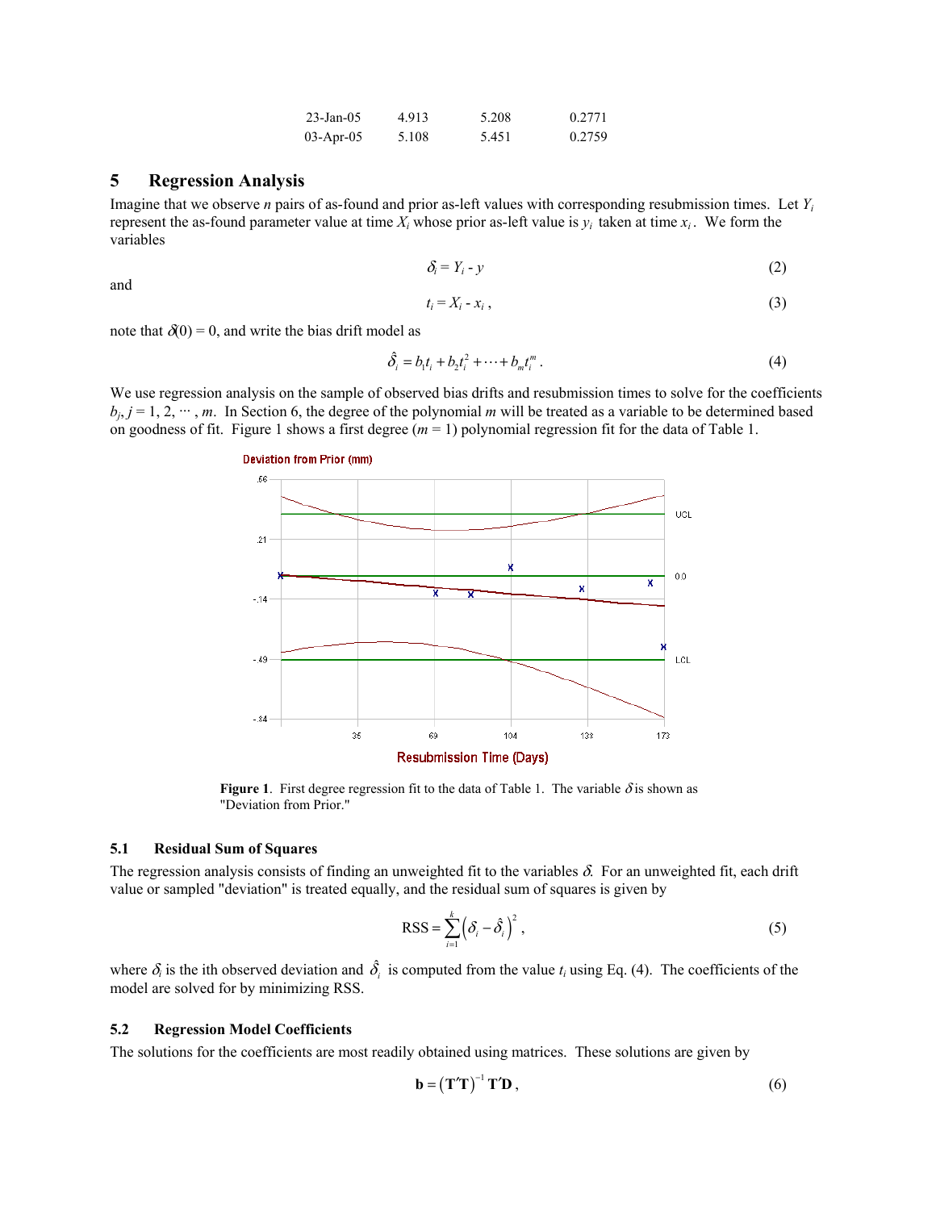| 23-Jan-05 | 4.913 | 5.208 | 0.2771 |
|---|---|---|---|
| 03-Apr-05 | 5.108 | 5.451 | 0.2759 |

## 5 Regression Analysis

Imagine that we observe $n$ pairs of as-found and prior as-left values with corresponding resubmission times. Let $Y_i$ represent the as-found parameter value at time $X_i$ whose prior as-left value is $y_i$ taken at time $x_i$. We form the variables

$$\delta_i = Y_i - y \tag{2}$$

and

$$t_i = X_i - x_i \, , \tag{3}$$

note that $\delta(0) = 0$, and write the bias drift model as

$$\hat{\delta}_i = b_1 t_i + b_2 t_i^2 + \cdots + b_m t_i^m \, . \tag{4}$$

We use regression analysis on the sample of observed bias drifts and resubmission times to solve for the coefficients $b_j, j = 1, 2, \cdots, m$. In Section 6, the degree of the polynomial $m$ will be treated as a variable to be determined based on goodness of fit. Figure 1 shows a first degree ($m = 1$) polynomial regression fit for the data of Table 1.

**Figure 1**. First degree regression fit to the data of Table 1. The variable $\delta$ is shown as "Deviation from Prior."

### 5.1 Residual Sum of Squares

The regression analysis consists of finding an unweighted fit to the variables $\delta$. For an unweighted fit, each drift value or sampled "deviation" is treated equally, and the residual sum of squares is given by

$$\text{RSS} = \sum_{i=1}^{k} \left( \delta_i - \hat{\delta}_i \right)^2 \, , \tag{5}$$

where $\delta_i$ is the ith observed deviation and $\hat{\delta}_i$ is computed from the value $t_i$ using Eq. (4). The coefficients of the model are solved for by minimizing RSS.

### 5.2 Regression Model Coefficients

The solutions for the coefficients are most readily obtained using matrices. These solutions are given by

$$\mathbf{b} = \left( \mathbf{T}'\mathbf{T} \right)^{-1} \mathbf{T}'\mathbf{D} \, , \tag{6}$$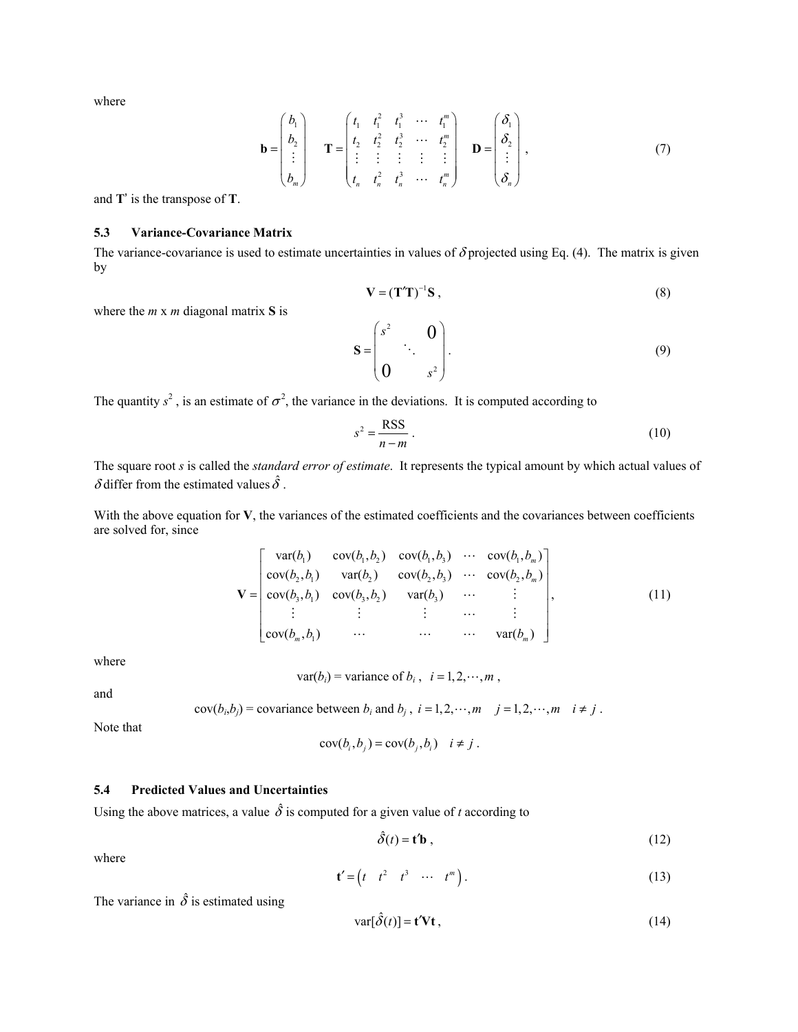where

$$\mathbf{b} = \begin{pmatrix} b_1 \\ b_2 \\ \vdots \\ b_m \end{pmatrix} \quad \mathbf{T} = \begin{pmatrix} t_1 & t_1^2 & t_1^3 & \cdots & t_1^m \\ t_2 & t_2^2 & t_2^3 & \cdots & t_2^m \\ \vdots & \vdots & \vdots & \vdots & \vdots \\ t_n & t_n^2 & t_n^3 & \cdots & t_n^m \end{pmatrix} \quad \mathbf{D} = \begin{pmatrix} \delta_1 \\ \delta_2 \\ \vdots \\ \delta_n \end{pmatrix}, \tag{7}$$

and $\mathbf{T}'$ is the transpose of $\mathbf{T}$.

### 5.3 Variance-Covariance Matrix

The variance-covariance is used to estimate uncertainties in values of $\delta$ projected using Eq. (4). The matrix is given by

$$\mathbf{V} = (\mathbf{T}'\mathbf{T})^{-1}\mathbf{S}, \tag{8}$$

where the $m$ x $m$ diagonal matrix $\mathbf{S}$ is

$$\mathbf{S} = \begin{pmatrix} s^2 & & 0 \\ & \ddots & \\ 0 & & s^2 \end{pmatrix}. \tag{9}$$

The quantity $s^2$, is an estimate of $\sigma^2$, the variance in the deviations. It is computed according to

$$s^2 = \frac{\text{RSS}}{n-m}. \tag{10}$$

The square root $s$ is called the *standard error of estimate*. It represents the typical amount by which actual values of $\delta$ differ from the estimated values $\hat{\delta}$.

With the above equation for $\mathbf{V}$, the variances of the estimated coefficients and the covariances between coefficients are solved for, since

$$\mathbf{V} = \begin{bmatrix} \text{var}(b_1) & \text{cov}(b_1,b_2) & \text{cov}(b_1,b_3) & \cdots & \text{cov}(b_1,b_m) \\ \text{cov}(b_2,b_1) & \text{var}(b_2) & \text{cov}(b_2,b_3) & \cdots & \text{cov}(b_2,b_m) \\ \text{cov}(b_3,b_1) & \text{cov}(b_3,b_2) & \text{var}(b_3) & \cdots & \vdots \\ \vdots & \vdots & \vdots & \cdots & \vdots \\ \text{cov}(b_m,b_1) & \cdots & \cdots & \cdots & \text{var}(b_m) \end{bmatrix}, \tag{11}$$

where

$$\text{var}(b_i) = \text{variance of } b_i, \quad i = 1,2,\cdots,m,$$

and

$$\text{cov}(b_i,b_j) = \text{covariance between } b_i \text{ and } b_j, \quad i = 1,2,\cdots,m \quad j = 1,2,\cdots,m \quad i \neq j.$$

Note that

$$\text{cov}(b_i,b_j) = \text{cov}(b_j,b_i) \quad i \neq j.$$

### 5.4 Predicted Values and Uncertainties

Using the above matrices, a value $\hat{\delta}$ is computed for a given value of $t$ according to

$$\hat{\delta}(t) = \mathbf{t}'\mathbf{b}, \tag{12}$$

where

$$\mathbf{t}' = \begin{pmatrix} t & t^2 & t^3 & \cdots & t^m \end{pmatrix}. \tag{13}$$

The variance in $\hat{\delta}$ is estimated using

$$\text{var}[\hat{\delta}(t)] = \mathbf{t}'\mathbf{V}\mathbf{t}, \tag{14}$$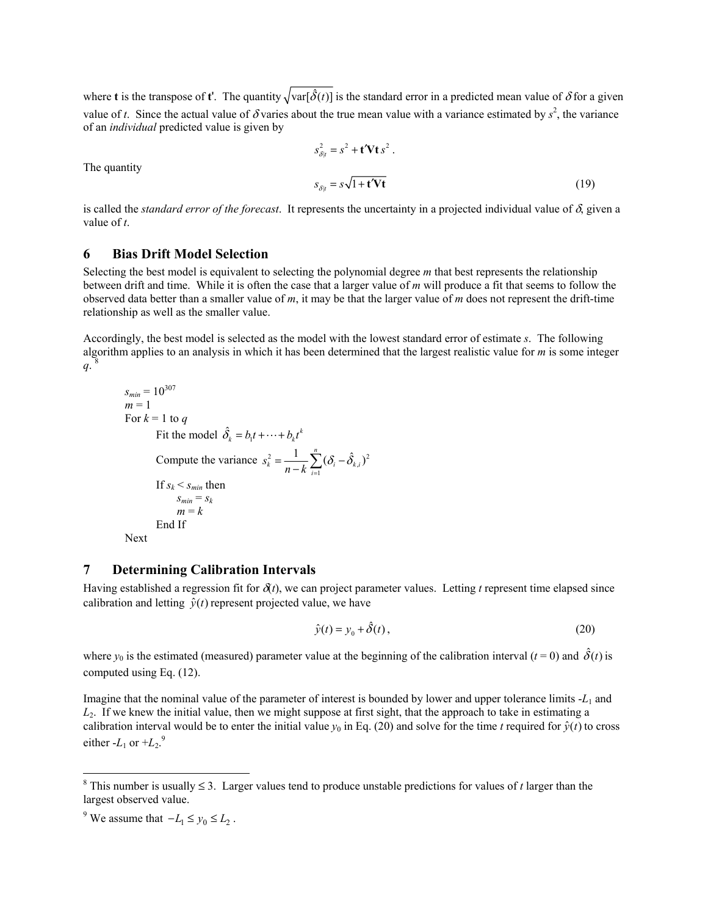where **t** is the transpose of **t'**. The quantity $\sqrt{\text{var}[\hat{\delta}(t)]}$ is the standard error in a predicted mean value of $\delta$ for a given value of $t$. Since the actual value of $\delta$ varies about the true mean value with a variance estimated by $s^2$, the variance of an *individual* predicted value is given by

$$s_{\delta|t}^2 = s^2 + \mathbf{t'Vt}\, s^2 \, .$$

The quantity

$$s_{\delta|t} = s\sqrt{1 + \mathbf{t'Vt}} \tag{19}$$

is called the *standard error of the forecast*. It represents the uncertainty in a projected individual value of $\delta$, given a value of $t$.

## 6 Bias Drift Model Selection

Selecting the best model is equivalent to selecting the polynomial degree $m$ that best represents the relationship between drift and time. While it is often the case that a larger value of $m$ will produce a fit that seems to follow the observed data better than a smaller value of $m$, it may be that the larger value of $m$ does not represent the drift-time relationship as well as the smaller value.

Accordingly, the best model is selected as the model with the lowest standard error of estimate $s$. The following algorithm applies to an analysis in which it has been determined that the largest realistic value for $m$ is some integer $q$.[8]

> $s_{min} = 10^{307}$
> $m = 1$
> For $k = 1$ to $q$
> &nbsp;&nbsp;&nbsp;&nbsp;Fit the model $\hat{\delta}_k = b_1 t + \cdots + b_k t^k$
> &nbsp;&nbsp;&nbsp;&nbsp;Compute the variance $s_k^2 = \dfrac{1}{n-k}\sum_{i=1}^{n}(\delta_i - \hat{\delta}_{k,i})^2$
> &nbsp;&nbsp;&nbsp;&nbsp;If $s_k < s_{min}$ then
> &nbsp;&nbsp;&nbsp;&nbsp;&nbsp;&nbsp;&nbsp;&nbsp;$s_{min} = s_k$
> &nbsp;&nbsp;&nbsp;&nbsp;&nbsp;&nbsp;&nbsp;&nbsp;$m = k$
> &nbsp;&nbsp;&nbsp;&nbsp;End If
> Next

## 7 Determining Calibration Intervals

Having established a regression fit for $\delta(t)$, we can project parameter values. Letting $t$ represent time elapsed since calibration and letting $\hat{y}(t)$ represent projected value, we have

$$\hat{y}(t) = y_0 + \hat{\delta}(t) \, , \tag{20}$$

where $y_0$ is the estimated (measured) parameter value at the beginning of the calibration interval ($t = 0$) and $\hat{\delta}(t)$ is computed using Eq. (12).

Imagine that the nominal value of the parameter of interest is bounded by lower and upper tolerance limits $-L_1$ and $L_2$. If we knew the initial value, then we might suppose at first sight, that the approach to take in estimating a calibration interval would be to enter the initial value $y_0$ in Eq. (20) and solve for the time $t$ required for $\hat{y}(t)$ to cross either $-L_1$ or $+L_2$.[9]

---

[8] This number is usually $\leq 3$. Larger values tend to produce unstable predictions for values of $t$ larger than the largest observed value.

[9] We assume that $-L_1 \leq y_0 \leq L_2$ .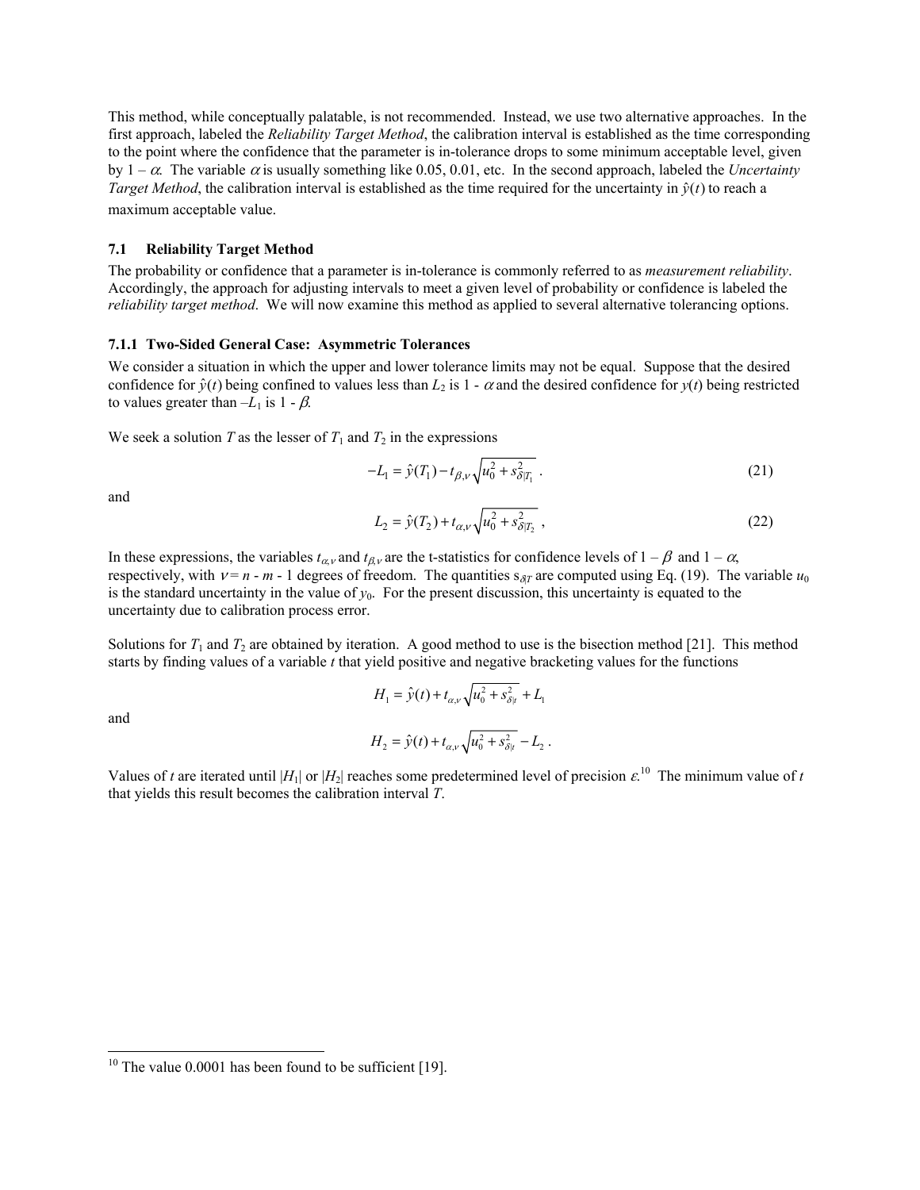This method, while conceptually palatable, is not recommended. Instead, we use two alternative approaches. In the first approach, labeled the *Reliability Target Method*, the calibration interval is established as the time corresponding to the point where the confidence that the parameter is in-tolerance drops to some minimum acceptable level, given by $1 - \alpha$. The variable $\alpha$ is usually something like 0.05, 0.01, etc. In the second approach, labeled the *Uncertainty Target Method*, the calibration interval is established as the time required for the uncertainty in $\hat{y}(t)$ to reach a maximum acceptable value.

### 7.1 Reliability Target Method

The probability or confidence that a parameter is in-tolerance is commonly referred to as *measurement reliability*. Accordingly, the approach for adjusting intervals to meet a given level of probability or confidence is labeled the *reliability target method*. We will now examine this method as applied to several alternative tolerancing options.

#### 7.1.1 Two-Sided General Case: Asymmetric Tolerances

We consider a situation in which the upper and lower tolerance limits may not be equal. Suppose that the desired confidence for $\hat{y}(t)$ being confined to values less than $L_2$ is $1 - \alpha$ and the desired confidence for $y(t)$ being restricted to values greater than $-L_1$ is $1 - \beta$.

We seek a solution $T$ as the lesser of $T_1$ and $T_2$ in the expressions

$$-L_1 = \hat{y}(T_1) - t_{\beta,\nu}\sqrt{u_0^2 + s_{\delta|T_1}^2} \ . \tag{21}$$

and

$$L_2 = \hat{y}(T_2) + t_{\alpha,\nu}\sqrt{u_0^2 + s_{\delta|T_2}^2} \ , \tag{22}$$

In these expressions, the variables $t_{\alpha,\nu}$ and $t_{\beta,\nu}$ are the t-statistics for confidence levels of $1 - \beta$ and $1 - \alpha$, respectively, with $\nu = n - m - 1$ degrees of freedom. The quantities $s_{\delta|T}$ are computed using Eq. (19). The variable $u_0$ is the standard uncertainty in the value of $y_0$. For the present discussion, this uncertainty is equated to the uncertainty due to calibration process error.

Solutions for $T_1$ and $T_2$ are obtained by iteration. A good method to use is the bisection method [21]. This method starts by finding values of a variable $t$ that yield positive and negative bracketing values for the functions

$$H_1 = \hat{y}(t) + t_{\alpha,\nu}\sqrt{u_0^2 + s_{\delta|t}^2} + L_1$$

and

$$H_2 = \hat{y}(t) + t_{\alpha,\nu}\sqrt{u_0^2 + s_{\delta|t}^2} - L_2 \ .$$

Values of $t$ are iterated until $|H_1|$ or $|H_2|$ reaches some predetermined level of precision $\varepsilon$.[10] The minimum value of $t$ that yields this result becomes the calibration interval $T$.

---

[10] The value 0.0001 has been found to be sufficient [19].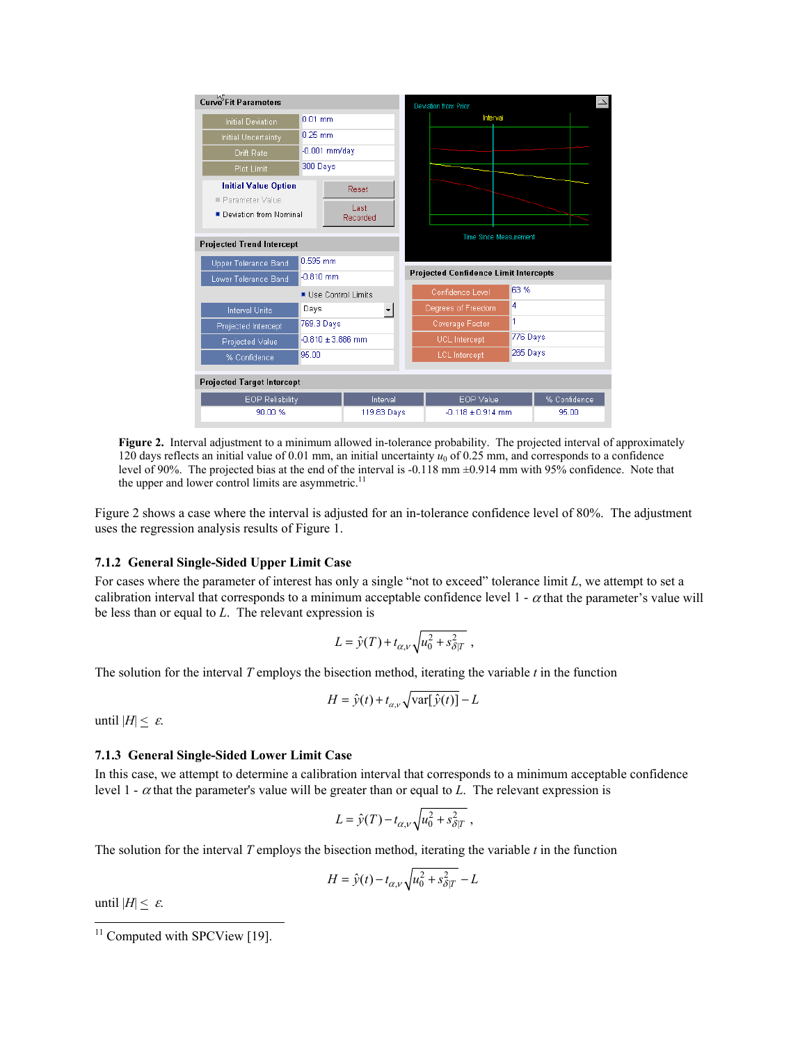**Figure 2.** Interval adjustment to a minimum allowed in-tolerance probability. The projected interval of approximately 120 days reflects an initial value of 0.01 mm, an initial uncertainty $u_0$ of 0.25 mm, and corresponds to a confidence level of 90%. The projected bias at the end of the interval is -0.118 mm ±0.914 mm with 95% confidence. Note that the upper and lower control limits are asymmetric.[11]

Figure 2 shows a case where the interval is adjusted for an in-tolerance confidence level of 80%. The adjustment uses the regression analysis results of Figure 1.

### 7.1.2 General Single-Sided Upper Limit Case

For cases where the parameter of interest has only a single "not to exceed" tolerance limit $L$, we attempt to set a calibration interval that corresponds to a minimum acceptable confidence level 1 - $\alpha$ that the parameter's value will be less than or equal to $L$. The relevant expression is

$$L = \hat{y}(T) + t_{\alpha,\nu}\sqrt{u_0^2 + s_{\delta|T}^2} \ ,$$

The solution for the interval $T$ employs the bisection method, iterating the variable $t$ in the function

$$H = \hat{y}(t) + t_{\alpha,\nu}\sqrt{\text{var}[\hat{y}(t)]} - L$$

until $|H| \leq \varepsilon$.

### 7.1.3 General Single-Sided Lower Limit Case

In this case, we attempt to determine a calibration interval that corresponds to a minimum acceptable confidence level 1 - $\alpha$ that the parameter's value will be greater than or equal to $L$. The relevant expression is

$$L = \hat{y}(T) - t_{\alpha,\nu}\sqrt{u_0^2 + s_{\delta|T}^2} \ ,$$

The solution for the interval $T$ employs the bisection method, iterating the variable $t$ in the function

$$H = \hat{y}(t) - t_{\alpha,\nu}\sqrt{u_0^2 + s_{\delta|T}^2} - L$$

until $|H| \leq \varepsilon$.

---

[11] Computed with SPCView [19].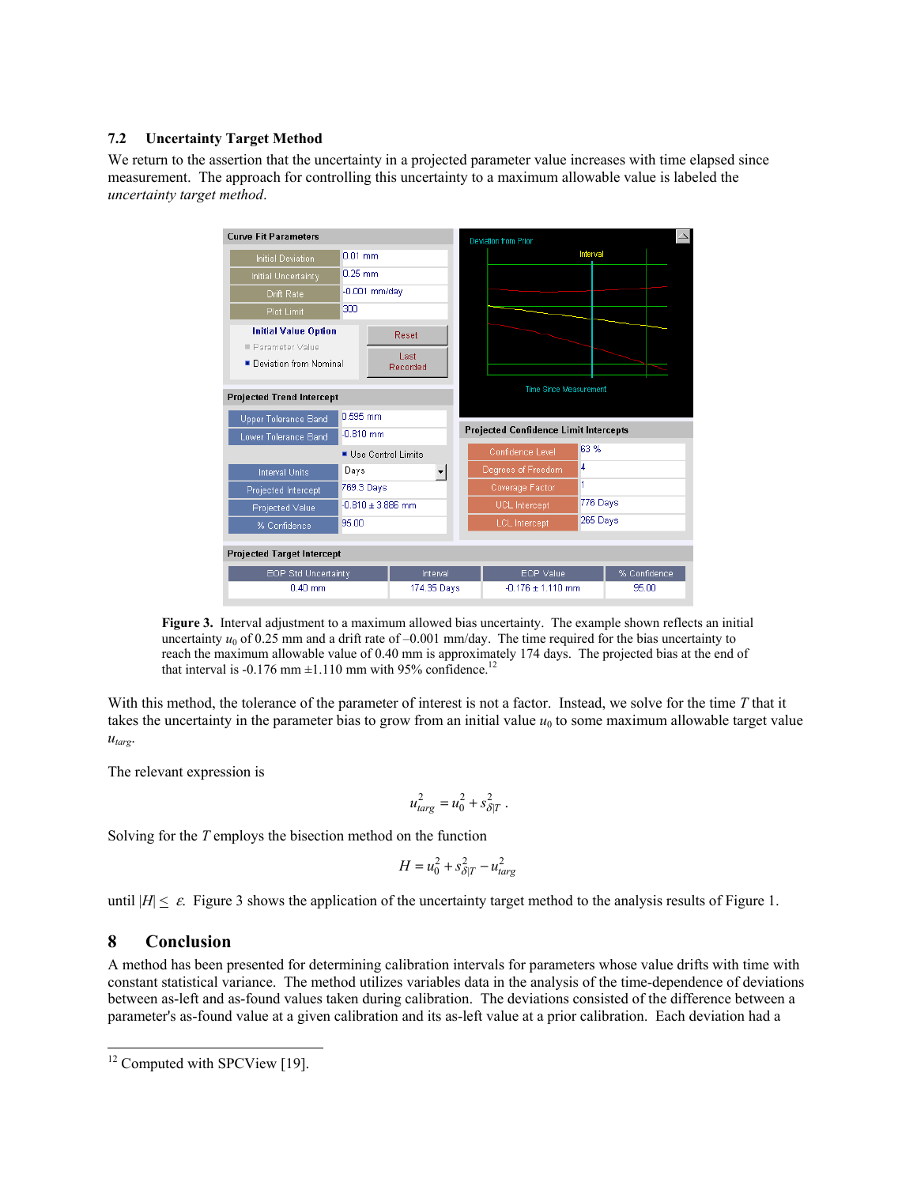### 7.2 Uncertainty Target Method

We return to the assertion that the uncertainty in a projected parameter value increases with time elapsed since measurement. The approach for controlling this uncertainty to a maximum allowable value is labeled the *uncertainty target method*.

**Figure 3.** Interval adjustment to a maximum allowed bias uncertainty. The example shown reflects an initial uncertainty $u_0$ of 0.25 mm and a drift rate of –0.001 mm/day. The time required for the bias uncertainty to reach the maximum allowable value of 0.40 mm is approximately 174 days. The projected bias at the end of that interval is -0.176 mm ±1.110 mm with 95% confidence.[12]

With this method, the tolerance of the parameter of interest is not a factor. Instead, we solve for the time $T$ that it takes the uncertainty in the parameter bias to grow from an initial value $u_0$ to some maximum allowable target value $u_{targ}$.

The relevant expression is

$$u_{targ}^2 = u_0^2 + s_{\delta|T}^2 .$$

Solving for the $T$ employs the bisection method on the function

$$H = u_0^2 + s_{\delta|T}^2 - u_{targ}^2$$

until $|H| \leq \varepsilon$. Figure 3 shows the application of the uncertainty target method to the analysis results of Figure 1.

## 8 Conclusion

A method has been presented for determining calibration intervals for parameters whose value drifts with time with constant statistical variance. The method utilizes variables data in the analysis of the time-dependence of deviations between as-left and as-found values taken during calibration. The deviations consisted of the difference between a parameter's as-found value at a given calibration and its as-left value at a prior calibration. Each deviation had a

[12] Computed with SPCView [19].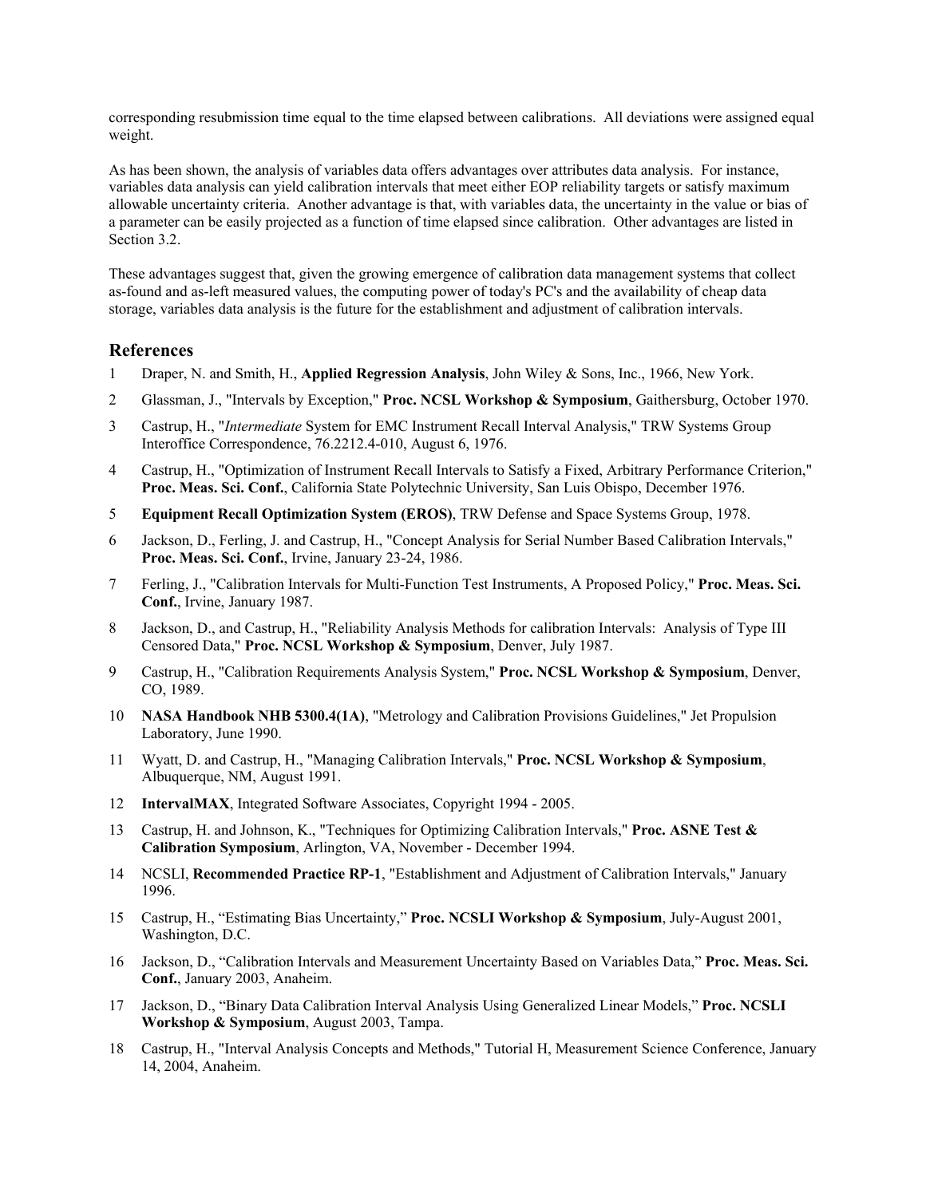corresponding resubmission time equal to the time elapsed between calibrations. All deviations were assigned equal weight.

As has been shown, the analysis of variables data offers advantages over attributes data analysis. For instance, variables data analysis can yield calibration intervals that meet either EOP reliability targets or satisfy maximum allowable uncertainty criteria. Another advantage is that, with variables data, the uncertainty in the value or bias of a parameter can be easily projected as a function of time elapsed since calibration. Other advantages are listed in Section 3.2.

These advantages suggest that, given the growing emergence of calibration data management systems that collect as-found and as-left measured values, the computing power of today's PC's and the availability of cheap data storage, variables data analysis is the future for the establishment and adjustment of calibration intervals.

## References

1 Draper, N. and Smith, H., **Applied Regression Analysis**, John Wiley & Sons, Inc., 1966, New York.

2 Glassman, J., "Intervals by Exception," **Proc. NCSL Workshop & Symposium**, Gaithersburg, October 1970.

3 Castrup, H., "*Intermediate* System for EMC Instrument Recall Interval Analysis," TRW Systems Group Interoffice Correspondence, 76.2212.4-010, August 6, 1976.

4 Castrup, H., "Optimization of Instrument Recall Intervals to Satisfy a Fixed, Arbitrary Performance Criterion," **Proc. Meas. Sci. Conf.**, California State Polytechnic University, San Luis Obispo, December 1976.

5 **Equipment Recall Optimization System (EROS)**, TRW Defense and Space Systems Group, 1978.

6 Jackson, D., Ferling, J. and Castrup, H., "Concept Analysis for Serial Number Based Calibration Intervals," **Proc. Meas. Sci. Conf.**, Irvine, January 23-24, 1986.

7 Ferling, J., "Calibration Intervals for Multi-Function Test Instruments, A Proposed Policy," **Proc. Meas. Sci. Conf.**, Irvine, January 1987.

8 Jackson, D., and Castrup, H., "Reliability Analysis Methods for calibration Intervals: Analysis of Type III Censored Data," **Proc. NCSL Workshop & Symposium**, Denver, July 1987.

9 Castrup, H., "Calibration Requirements Analysis System," **Proc. NCSL Workshop & Symposium**, Denver, CO, 1989.

10 **NASA Handbook NHB 5300.4(1A)**, "Metrology and Calibration Provisions Guidelines," Jet Propulsion Laboratory, June 1990.

11 Wyatt, D. and Castrup, H., "Managing Calibration Intervals," **Proc. NCSL Workshop & Symposium**, Albuquerque, NM, August 1991.

12 **IntervalMAX**, Integrated Software Associates, Copyright 1994 - 2005.

13 Castrup, H. and Johnson, K., "Techniques for Optimizing Calibration Intervals," **Proc. ASNE Test & Calibration Symposium**, Arlington, VA, November - December 1994.

14 NCSLI, **Recommended Practice RP-1**, "Establishment and Adjustment of Calibration Intervals," January 1996.

15 Castrup, H., "Estimating Bias Uncertainty," **Proc. NCSLI Workshop & Symposium**, July-August 2001, Washington, D.C.

16 Jackson, D., "Calibration Intervals and Measurement Uncertainty Based on Variables Data," **Proc. Meas. Sci. Conf.**, January 2003, Anaheim.

17 Jackson, D., "Binary Data Calibration Interval Analysis Using Generalized Linear Models," **Proc. NCSLI Workshop & Symposium**, August 2003, Tampa.

18 Castrup, H., "Interval Analysis Concepts and Methods," Tutorial H, Measurement Science Conference, January 14, 2004, Anaheim.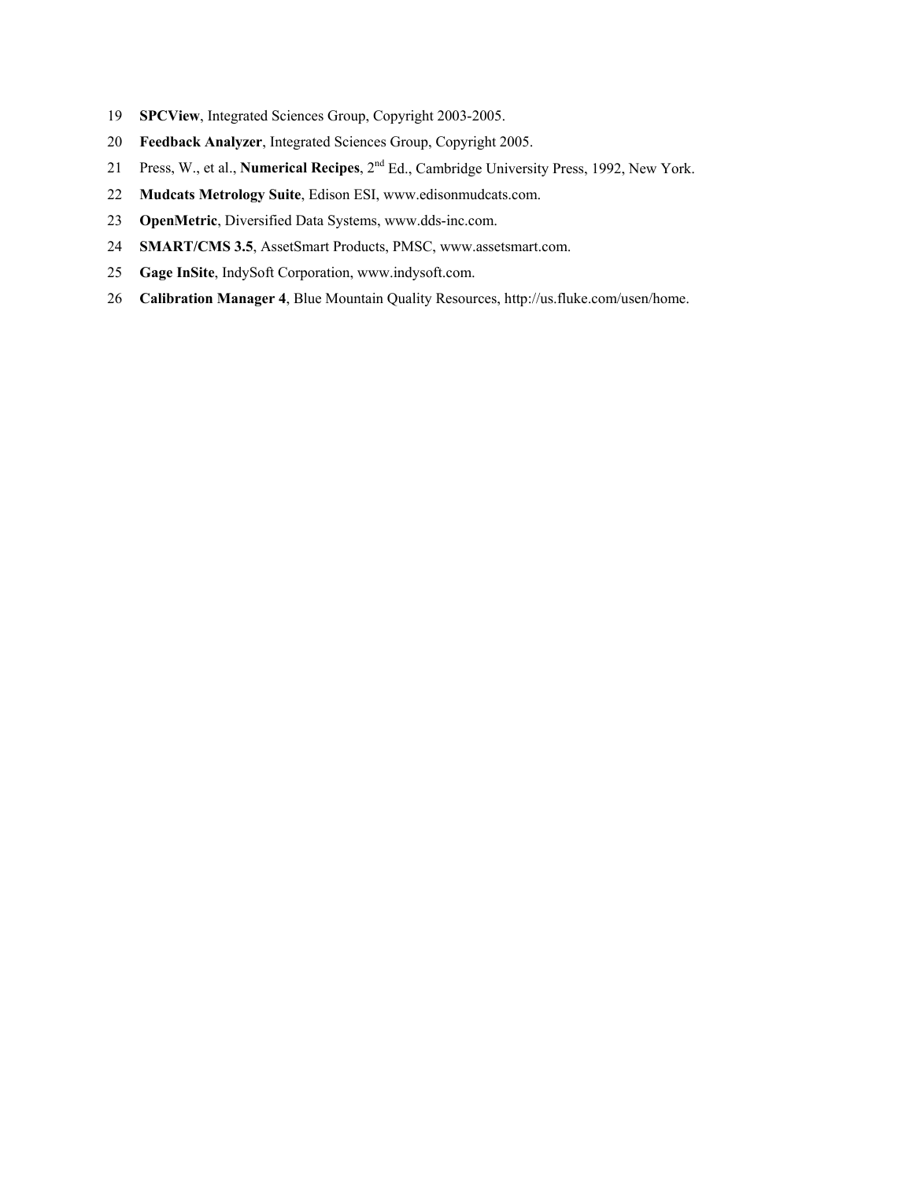19 **SPCView**, Integrated Sciences Group, Copyright 2003-2005.

20 **Feedback Analyzer**, Integrated Sciences Group, Copyright 2005.

21 Press, W., et al., **Numerical Recipes**, 2nd Ed., Cambridge University Press, 1992, New York.

22 **Mudcats Metrology Suite**, Edison ESI, www.edisonmudcats.com.

23 **OpenMetric**, Diversified Data Systems, www.dds-inc.com.

24 **SMART/CMS 3.5**, AssetSmart Products, PMSC, www.assetsmart.com.

25 **Gage InSite**, IndySoft Corporation, www.indysoft.com.

26 **Calibration Manager 4**, Blue Mountain Quality Resources, http://us.fluke.com/usen/home.